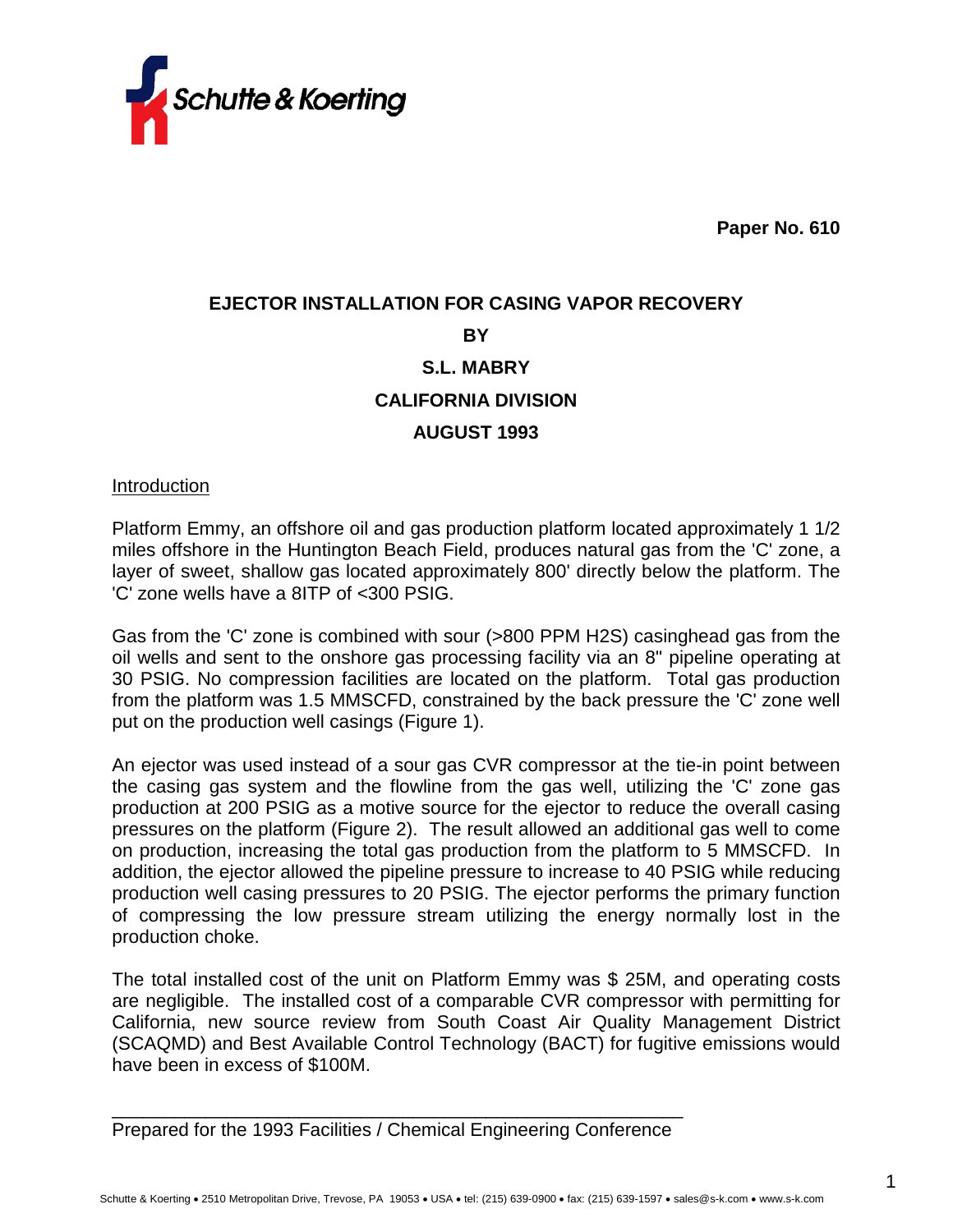**Paper No. 610**

# EJECTOR INSTALLATION FOR CASING VAPOR RECOVERY

**BY**

**S.L. MABRY**

**CALIFORNIA DIVISION**

**AUGUST 1993**

## Introduction

Platform Emmy, an offshore oil and gas production platform located approximately 1 1/2 miles offshore in the Huntington Beach Field, produces natural gas from the 'C' zone, a layer of sweet, shallow gas located approximately 800' directly below the platform. The 'C' zone wells have a 8ITP of <300 PSIG.

Gas from the 'C' zone is combined with sour (>800 PPM H2S) casinghead gas from the oil wells and sent to the onshore gas processing facility via an 8" pipeline operating at 30 PSIG. No compression facilities are located on the platform. Total gas production from the platform was 1.5 MMSCFD, constrained by the back pressure the 'C' zone well put on the production well casings (Figure 1).

An ejector was used instead of a sour gas CVR compressor at the tie-in point between the casing gas system and the flowline from the gas well, utilizing the 'C' zone gas production at 200 PSIG as a motive source for the ejector to reduce the overall casing pressures on the platform (Figure 2). The result allowed an additional gas well to come on production, increasing the total gas production from the platform to 5 MMSCFD. In addition, the ejector allowed the pipeline pressure to increase to 40 PSIG while reducing production well casing pressures to 20 PSIG. The ejector performs the primary function of compressing the low pressure stream utilizing the energy normally lost in the production choke.

The total installed cost of the unit on Platform Emmy was $ 25M, and operating costs are negligible. The installed cost of a comparable CVR compressor with permitting for California, new source review from South Coast Air Quality Management District (SCAQMD) and Best Available Control Technology (BACT) for fugitive emissions would have been in excess of $100M.

---

Prepared for the 1993 Facilities / Chemical Engineering Conference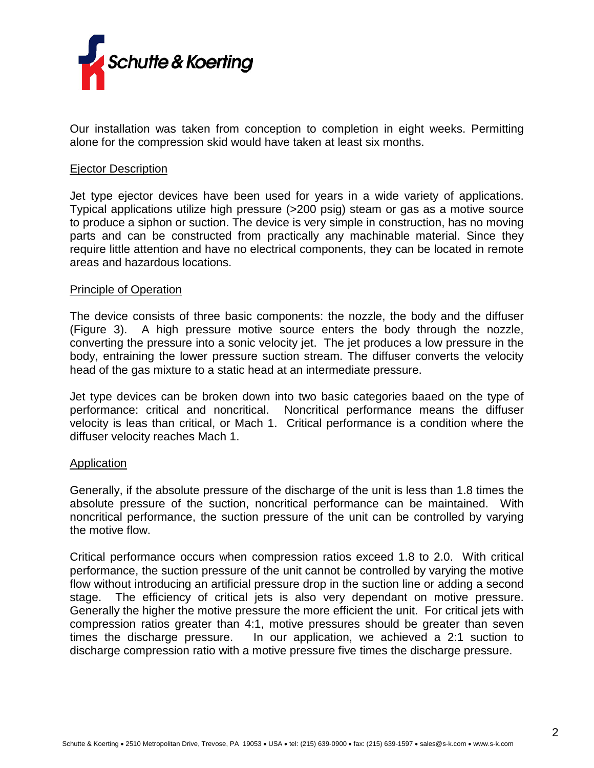Our installation was taken from conception to completion in eight weeks. Permitting alone for the compression skid would have taken at least six months.

## Ejector Description

Jet type ejector devices have been used for years in a wide variety of applications. Typical applications utilize high pressure (>200 psig) steam or gas as a motive source to produce a siphon or suction. The device is very simple in construction, has no moving parts and can be constructed from practically any machinable material. Since they require little attention and have no electrical components, they can be located in remote areas and hazardous locations.

## Principle of Operation

The device consists of three basic components: the nozzle, the body and the diffuser (Figure 3). A high pressure motive source enters the body through the nozzle, converting the pressure into a sonic velocity jet. The jet produces a low pressure in the body, entraining the lower pressure suction stream. The diffuser converts the velocity head of the gas mixture to a static head at an intermediate pressure.

Jet type devices can be broken down into two basic categories baaed on the type of performance: critical and noncritical. Noncritical performance means the diffuser velocity is leas than critical, or Mach 1. Critical performance is a condition where the diffuser velocity reaches Mach 1.

## Application

Generally, if the absolute pressure of the discharge of the unit is less than 1.8 times the absolute pressure of the suction, noncritical performance can be maintained. With noncritical performance, the suction pressure of the unit can be controlled by varying the motive flow.

Critical performance occurs when compression ratios exceed 1.8 to 2.0. With critical performance, the suction pressure of the unit cannot be controlled by varying the motive flow without introducing an artificial pressure drop in the suction line or adding a second stage. The efficiency of critical jets is also very dependant on motive pressure. Generally the higher the motive pressure the more efficient the unit. For critical jets with compression ratios greater than 4:1, motive pressures should be greater than seven times the discharge pressure. In our application, we achieved a 2:1 suction to discharge compression ratio with a motive pressure five times the discharge pressure.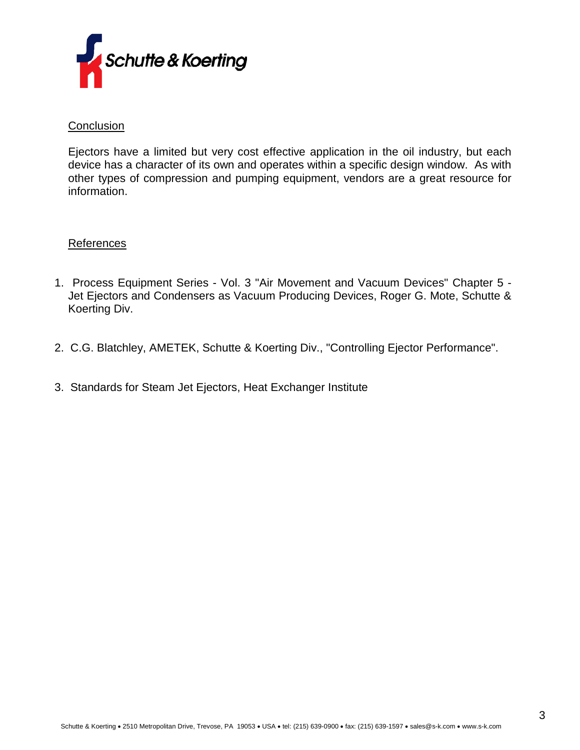## Conclusion

Ejectors have a limited but very cost effective application in the oil industry, but each device has a character of its own and operates within a specific design window. As with other types of compression and pumping equipment, vendors are a great resource for information.

## References

1. Process Equipment Series - Vol. 3 "Air Movement and Vacuum Devices" Chapter 5 - Jet Ejectors and Condensers as Vacuum Producing Devices, Roger G. Mote, Schutte & Koerting Div.

2. C.G. Blatchley, AMETEK, Schutte & Koerting Div., "Controlling Ejector Performance".

3. Standards for Steam Jet Ejectors, Heat Exchanger Institute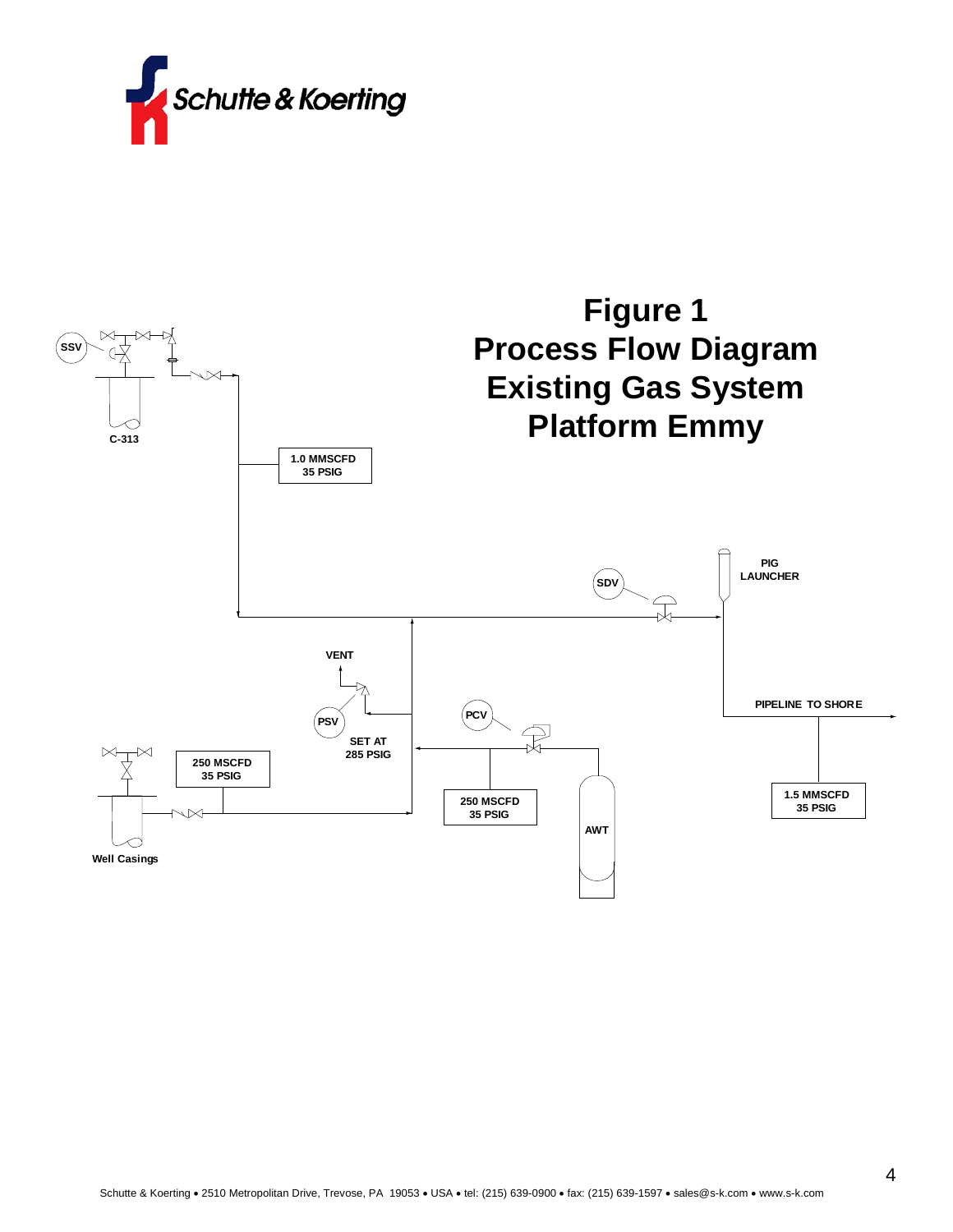# Figure 1
# Process Flow Diagram
# Existing Gas System
# Platform Emmy

SSV

C-313

1.0 MMSCFD
35 PSIG

SDV

PIG
LAUNCHER

VENT

PSV

SET AT
285 PSIG

PCV

PIPELINE TO SHORE

250 MSCFD
35 PSIG

Well Casings

250 MSCFD
35 PSIG

AWT

1.5 MMSCFD
35 PSIG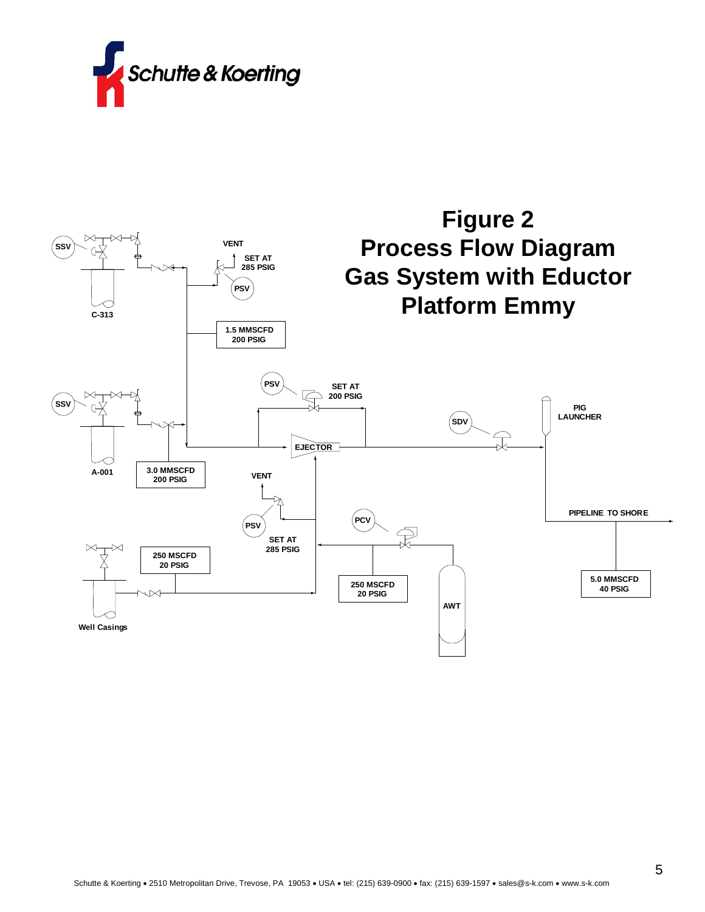# Figure 2
# Process Flow Diagram
# Gas System with Eductor
# Platform Emmy

SSV

C-313

VENT

SET AT
285 PSIG

PSV

1.5 MMSCFD
200 PSIG

SSV

A-001

3.0 MMSCFD
200 PSIG

PSV

SET AT
200 PSIG

EJECTOR

SDV

PIG
LAUNCHER

VENT

PSV

SET AT
285 PSIG

PCV

250 MSCFD
20 PSIG

Well Casings

250 MSCFD
20 PSIG

AWT

PIPELINE TO SHORE

5.0 MMSCFD
40 PSIG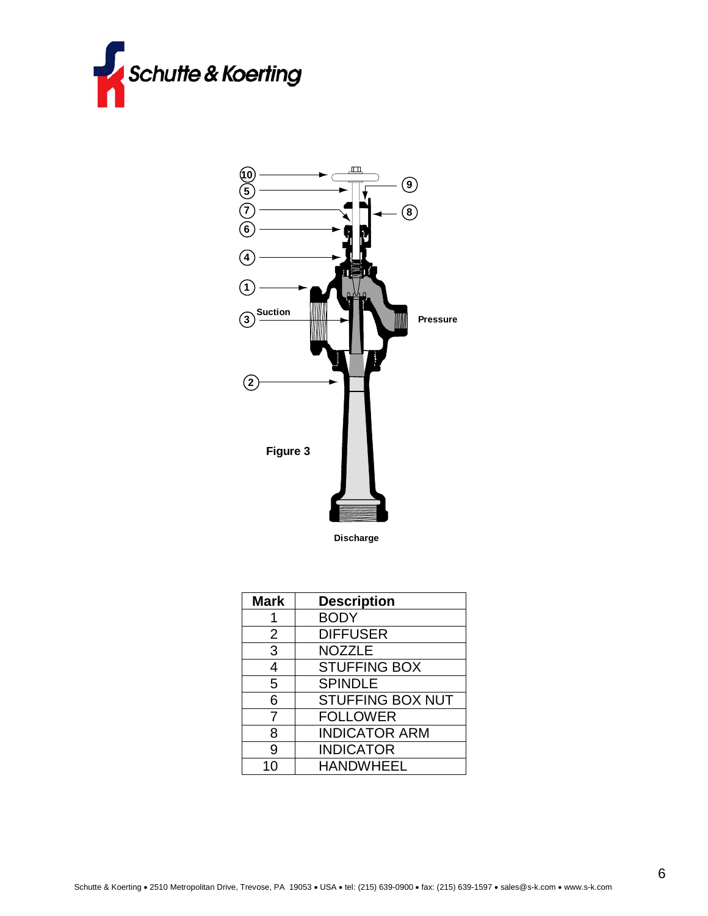10

5

7

6

4

1

3 Suction

2

9

8

Pressure

Figure 3

Discharge

| Mark | Description |
|---|---|
| 1 | BODY |
| 2 | DIFFUSER |
| 3 | NOZZLE |
| 4 | STUFFING BOX |
| 5 | SPINDLE |
| 6 | STUFFING BOX NUT |
| 7 | FOLLOWER |
| 8 | INDICATOR ARM |
| 9 | INDICATOR |
| 10 | HANDWHEEL |

Schutte & Koerting • 2510 Metropolitan Drive, Trevose, PA 19053 • USA • tel: (215) 639-0900 • fax: (215) 639-1597 • sales@s-k.com • www.s-k.com